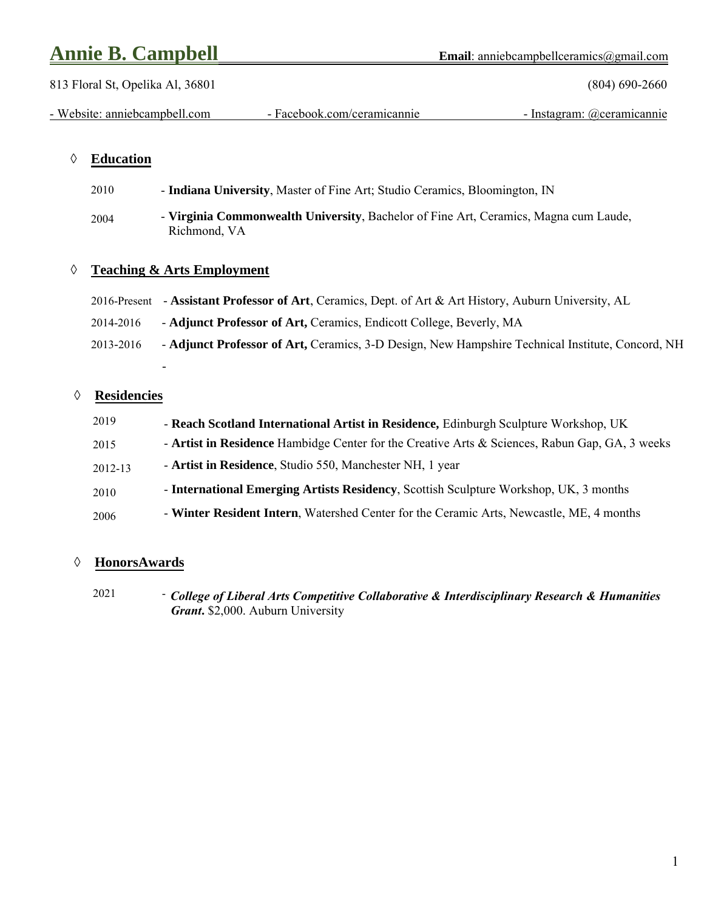# Annie B. Campbell

**Email**: anniebcampbellceramics@gmail.com

813 Floral St, Opelika Al, 36801

(804) 690-2660

- Website: anniebcampbell.com
- Facebook.com/ceramicannie
- Instagram: @ceramicannie

## ◊ Education

2010 - **Indiana University**, Master of Fine Art; Studio Ceramics, Bloomington, IN

2004 - **Virginia Commonwealth University**, Bachelor of Fine Art, Ceramics, Magna cum Laude, Richmond, VA

## ◊ Teaching & Arts Employment

2016-Present - **Assistant Professor of Art**, Ceramics, Dept. of Art & Art History, Auburn University, AL

2014-2016 - **Adjunct Professor of Art,** Ceramics, Endicott College, Beverly, MA

2013-2016 - **Adjunct Professor of Art,** Ceramics, 3-D Design, New Hampshire Technical Institute, Concord, NH

-

## ◊ Residencies

2019 - **Reach Scotland International Artist in Residence,** Edinburgh Sculpture Workshop, UK

2015 - **Artist in Residence** Hambidge Center for the Creative Arts & Sciences, Rabun Gap, GA, 3 weeks

2012-13 - **Artist in Residence**, Studio 550, Manchester NH, 1 year

2010 - **International Emerging Artists Residency**, Scottish Sculpture Workshop, UK, 3 months

2006 - **Winter Resident Intern**, Watershed Center for the Ceramic Arts, Newcastle, ME, 4 months

## ◊ HonorsAwards

2021 - ***College of Liberal Arts Competitive Collaborative & Interdisciplinary Research & Humanities Grant.*** $2,000. Auburn University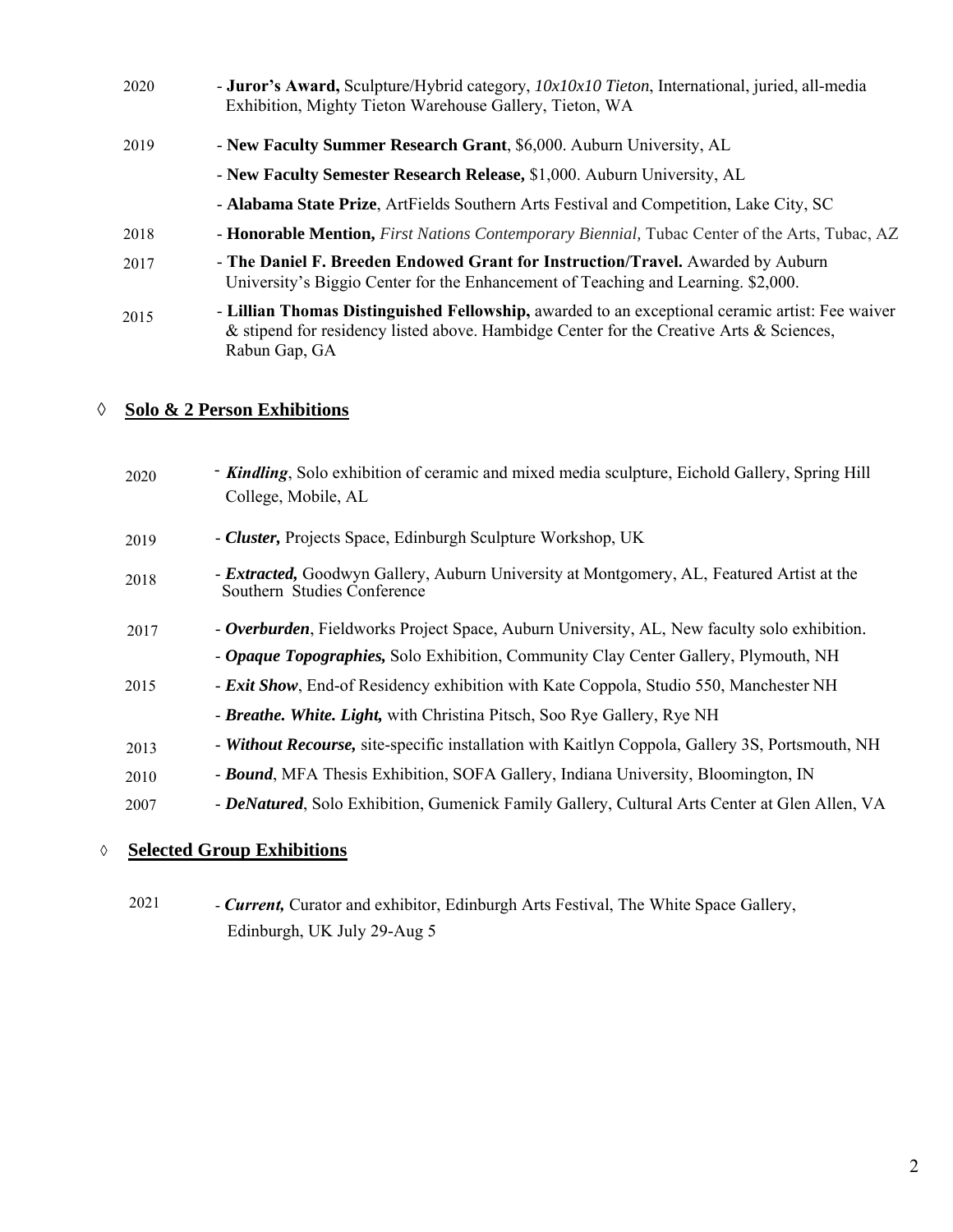2020 - **Juror's Award,** Sculpture/Hybrid category, *10x10x10 Tieton*, International, juried, all-media Exhibition, Mighty Tieton Warehouse Gallery, Tieton, WA

2019 - **New Faculty Summer Research Grant**, $6,000. Auburn University, AL

- **New Faculty Semester Research Release,** $1,000. Auburn University, AL

- **Alabama State Prize**, ArtFields Southern Arts Festival and Competition, Lake City, SC

2018 - **Honorable Mention,** *First Nations Contemporary Biennial,* Tubac Center of the Arts, Tubac, AZ

2017 - **The Daniel F. Breeden Endowed Grant for Instruction/Travel.** Awarded by Auburn University's Biggio Center for the Enhancement of Teaching and Learning. $2,000.

2015 - **Lillian Thomas Distinguished Fellowship,** awarded to an exceptional ceramic artist: Fee waiver & stipend for residency listed above. Hambidge Center for the Creative Arts & Sciences, Rabun Gap, GA

## ◊ Solo & 2 Person Exhibitions

2020 - ***Kindling***, Solo exhibition of ceramic and mixed media sculpture, Eichold Gallery, Spring Hill College, Mobile, AL

2019 - ***Cluster,*** Projects Space, Edinburgh Sculpture Workshop, UK

2018 - ***Extracted,*** Goodwyn Gallery, Auburn University at Montgomery, AL, Featured Artist at the Southern Studies Conference

2017 - ***Overburden***, Fieldworks Project Space, Auburn University, AL, New faculty solo exhibition.

- ***Opaque Topographies,*** Solo Exhibition, Community Clay Center Gallery, Plymouth, NH

2015 - ***Exit Show***, End-of Residency exhibition with Kate Coppola, Studio 550, Manchester NH

- ***Breathe. White. Light,*** with Christina Pitsch, Soo Rye Gallery, Rye NH

2013 - ***Without Recourse,*** site-specific installation with Kaitlyn Coppola, Gallery 3S, Portsmouth, NH

2010 - ***Bound***, MFA Thesis Exhibition, SOFA Gallery, Indiana University, Bloomington, IN

2007 - ***DeNatured***, Solo Exhibition, Gumenick Family Gallery, Cultural Arts Center at Glen Allen, VA

## ◊ Selected Group Exhibitions

2021 - ***Current,*** Curator and exhibitor, Edinburgh Arts Festival, The White Space Gallery, Edinburgh, UK July 29-Aug 5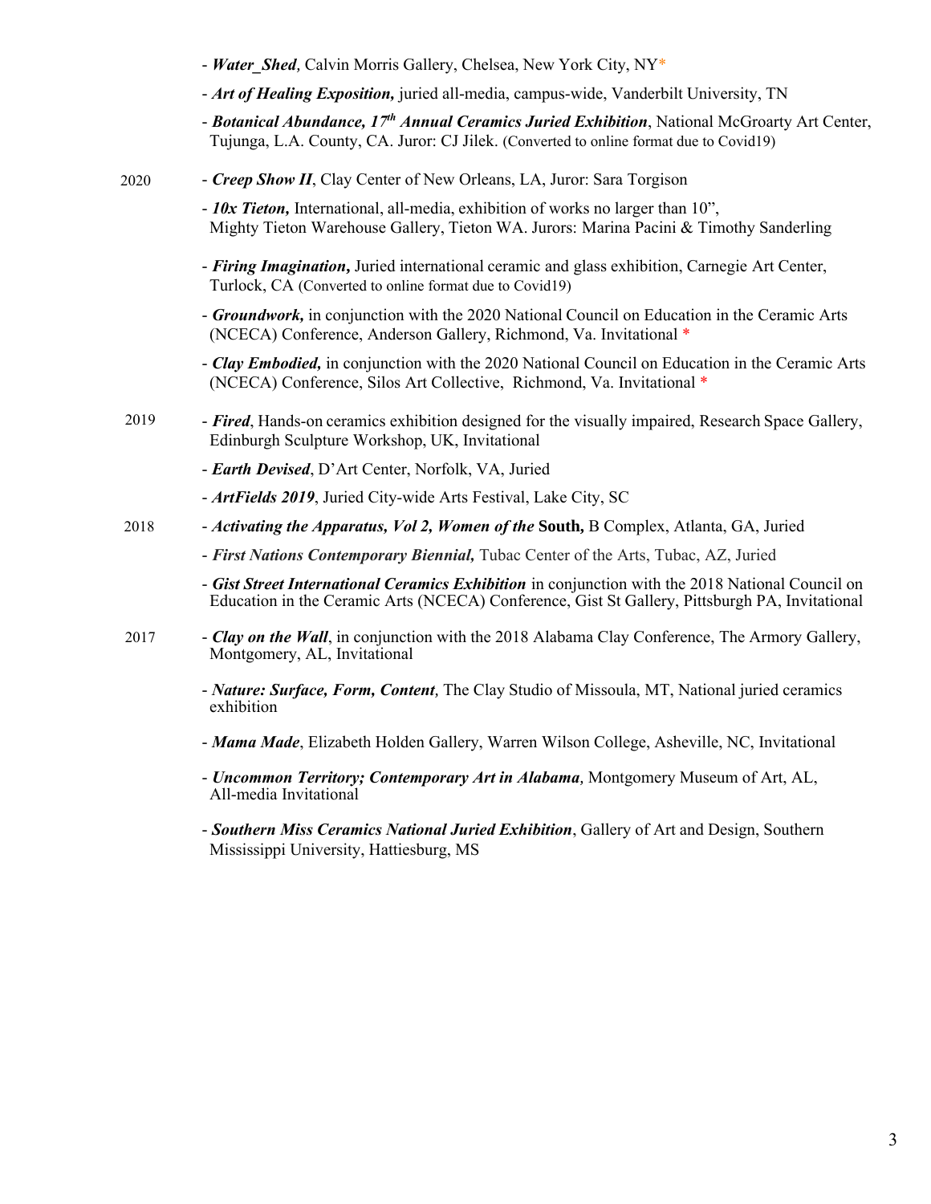- ***Water_Shed****,* Calvin Morris Gallery, Chelsea, New York City, NY*

- ***Art of Healing Exposition,*** juried all-media, campus-wide, Vanderbilt University, TN

- ***Botanical Abundance, 17th Annual Ceramics Juried Exhibition***, National McGroarty Art Center, Tujunga, L.A. County, CA. Juror: CJ Jilek. (Converted to online format due to Covid19)

2020

- ***Creep Show II***, Clay Center of New Orleans, LA, Juror: Sara Torgison

- ***10x Tieton,*** International, all-media, exhibition of works no larger than 10", Mighty Tieton Warehouse Gallery, Tieton WA. Jurors: Marina Pacini & Timothy Sanderling

- ***Firing Imagination,*** Juried international ceramic and glass exhibition, Carnegie Art Center, Turlock, CA (Converted to online format due to Covid19)

- ***Groundwork,*** in conjunction with the 2020 National Council on Education in the Ceramic Arts (NCECA) Conference, Anderson Gallery, Richmond, Va. Invitational *

- ***Clay Embodied,*** in conjunction with the 2020 National Council on Education in the Ceramic Arts (NCECA) Conference, Silos Art Collective, Richmond, Va. Invitational *

2019

- ***Fired***, Hands-on ceramics exhibition designed for the visually impaired, Research Space Gallery, Edinburgh Sculpture Workshop, UK, Invitational

- ***Earth Devised***, D'Art Center, Norfolk, VA, Juried

- ***ArtFields 2019***, Juried City-wide Arts Festival, Lake City, SC

2018

- ***Activating the Apparatus, Vol 2, Women of the* South,** B Complex, Atlanta, GA, Juried

- ***First Nations Contemporary Biennial,*** Tubac Center of the Arts, Tubac, AZ, Juried

- ***Gist Street International Ceramics Exhibition*** in conjunction with the 2018 National Council on Education in the Ceramic Arts (NCECA) Conference, Gist St Gallery, Pittsburgh PA, Invitational

2017

- ***Clay on the Wall***, in conjunction with the 2018 Alabama Clay Conference, The Armory Gallery, Montgomery, AL, Invitational

- ***Nature: Surface, Form, Content****,* The Clay Studio of Missoula, MT, National juried ceramics exhibition

- ***Mama Made***, Elizabeth Holden Gallery, Warren Wilson College, Asheville, NC, Invitational

- ***Uncommon Territory; Contemporary Art in Alabama****,* Montgomery Museum of Art, AL, All-media Invitational

- ***Southern Miss Ceramics National Juried Exhibition***, Gallery of Art and Design, Southern Mississippi University, Hattiesburg, MS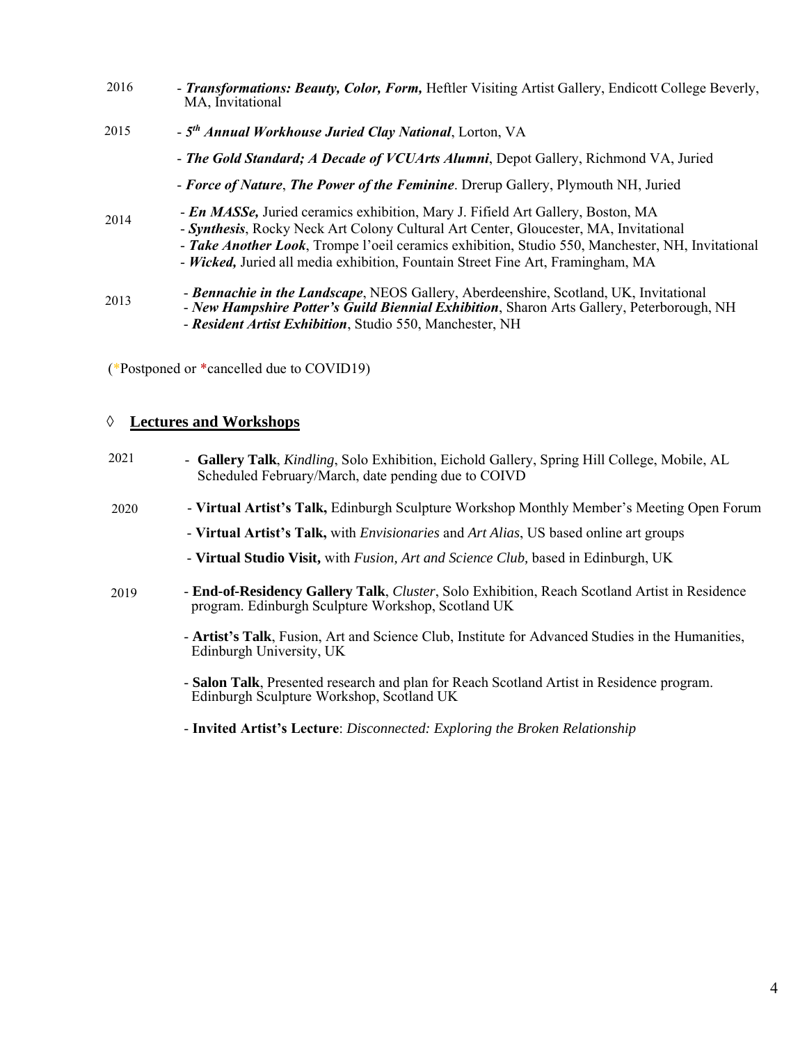2016 - ***Transformations: Beauty, Color, Form,*** Heftler Visiting Artist Gallery, Endicott College Beverly, MA, Invitational

2015 - ***5th Annual Workhouse Juried Clay National***, Lorton, VA

- ***The Gold Standard; A Decade of VCUArts Alumni***, Depot Gallery, Richmond VA, Juried

- ***Force of Nature***, ***The Power of the Feminine***. Drerup Gallery, Plymouth NH, Juried

2014 - ***En MASSe,*** Juried ceramics exhibition, Mary J. Fifield Art Gallery, Boston, MA
- ***Synthesis***, Rocky Neck Art Colony Cultural Art Center, Gloucester, MA, Invitational
- ***Take Another Look***, Trompe l'oeil ceramics exhibition, Studio 550, Manchester, NH, Invitational
- ***Wicked,*** Juried all media exhibition, Fountain Street Fine Art, Framingham, MA

2013 - ***Bennachie in the Landscape***, NEOS Gallery, Aberdeenshire, Scotland, UK, Invitational
- ***New Hampshire Potter's Guild Biennial Exhibition***, Sharon Arts Gallery, Peterborough, NH
- ***Resident Artist Exhibition***, Studio 550, Manchester, NH

(*Postponed or *cancelled due to COVID19)

## ◊ Lectures and Workshops

2021 - **Gallery Talk**, *Kindling*, Solo Exhibition, Eichold Gallery, Spring Hill College, Mobile, AL Scheduled February/March, date pending due to COIVD

2020 - **Virtual Artist's Talk,** Edinburgh Sculpture Workshop Monthly Member's Meeting Open Forum

- **Virtual Artist's Talk,** with *Envisionaries* and *Art Alias*, US based online art groups

- **Virtual Studio Visit,** with *Fusion, Art and Science Club,* based in Edinburgh, UK

2019 - **End-of-Residency Gallery Talk**, *Cluster*, Solo Exhibition, Reach Scotland Artist in Residence program. Edinburgh Sculpture Workshop, Scotland UK

- **Artist's Talk**, Fusion, Art and Science Club, Institute for Advanced Studies in the Humanities, Edinburgh University, UK

- **Salon Talk**, Presented research and plan for Reach Scotland Artist in Residence program. Edinburgh Sculpture Workshop, Scotland UK

- **Invited Artist's Lecture**: *Disconnected: Exploring the Broken Relationship*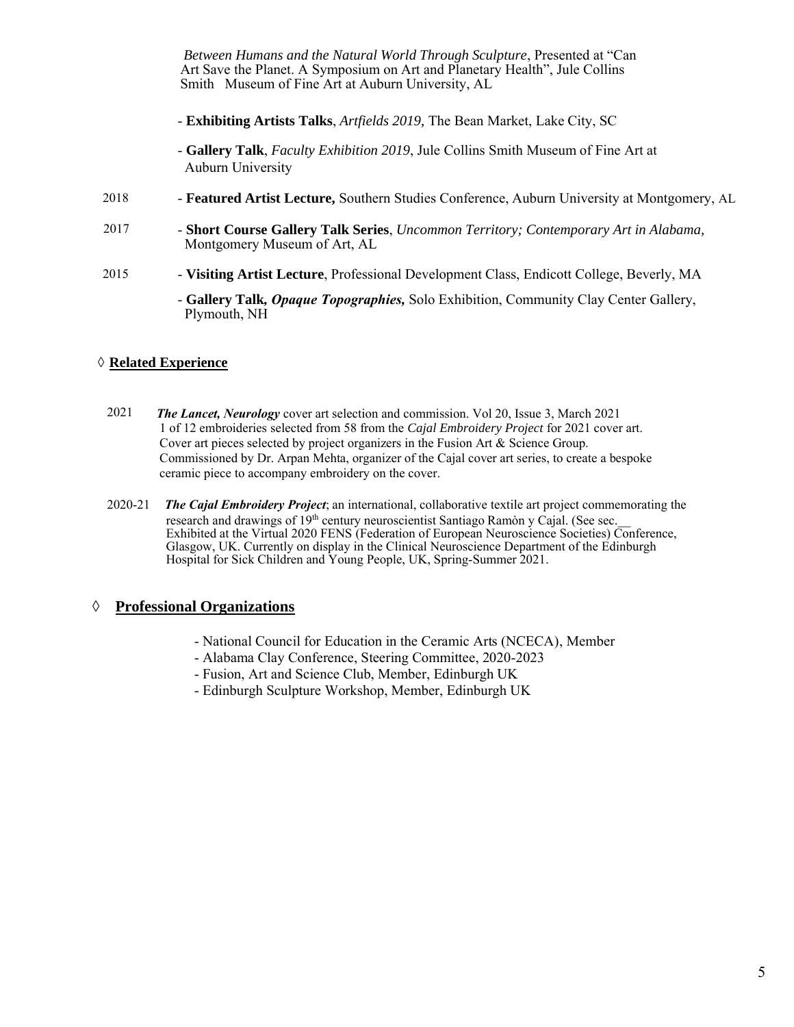*Between Humans and the Natural World Through Sculpture*, Presented at "Can Art Save the Planet. A Symposium on Art and Planetary Health", Jule Collins Smith Museum of Fine Art at Auburn University, AL

- **Exhibiting Artists Talks**, *Artfields 2019,* The Bean Market, Lake City, SC

- **Gallery Talk**, *Faculty Exhibition 2019*, Jule Collins Smith Museum of Fine Art at Auburn University

2018 - **Featured Artist Lecture,** Southern Studies Conference, Auburn University at Montgomery, AL

2017 - **Short Course Gallery Talk Series**, *Uncommon Territory; Contemporary Art in Alabama,* Montgomery Museum of Art, AL

2015 - **Visiting Artist Lecture**, Professional Development Class, Endicott College, Beverly, MA

- **Gallery Talk,** ***Opaque Topographies,*** Solo Exhibition, Community Clay Center Gallery, Plymouth, NH

## ◊ Related Experience

2021 ***The Lancet, Neurology*** cover art selection and commission. Vol 20, Issue 3, March 2021
1 of 12 embroideries selected from 58 from the *Cajal Embroidery Project* for 2021 cover art.
Cover art pieces selected by project organizers in the Fusion Art & Science Group.
Commissioned by Dr. Arpan Mehta, organizer of the Cajal cover art series, to create a bespoke ceramic piece to accompany embroidery on the cover.

2020-21 ***The Cajal Embroidery Project***; an international, collaborative textile art project commemorating the research and drawings of 19th century neuroscientist Santiago Ramòn y Cajal. (See sec.__ Exhibited at the Virtual 2020 FENS (Federation of European Neuroscience Societies) Conference, Glasgow, UK. Currently on display in the Clinical Neuroscience Department of the Edinburgh Hospital for Sick Children and Young People, UK, Spring-Summer 2021.

## ◊ Professional Organizations

- National Council for Education in the Ceramic Arts (NCECA), Member
- Alabama Clay Conference, Steering Committee, 2020-2023
- Fusion, Art and Science Club, Member, Edinburgh UK
- Edinburgh Sculpture Workshop, Member, Edinburgh UK